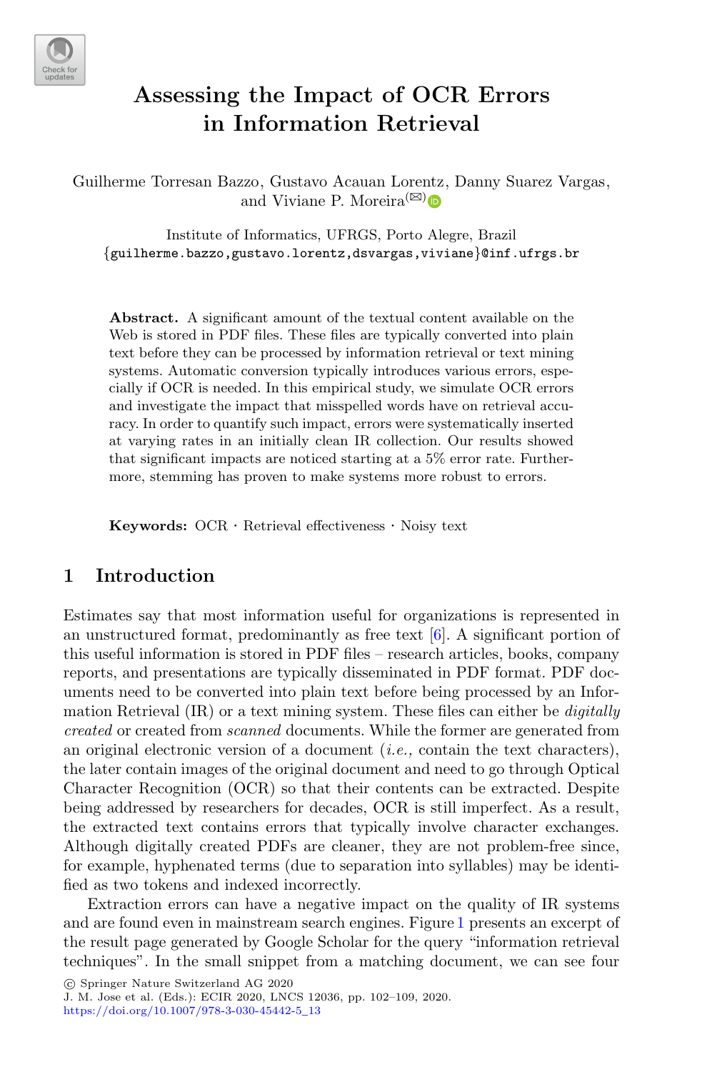# Assessing the Impact of OCR Errors in Information Retrieval

Guilherme Torresan Bazzo, Gustavo Acauan Lorentz, Danny Suarez Vargas, and Viviane P. Moreira(✉)

Institute of Informatics, UFRGS, Porto Alegre, Brazil
{guilherme.bazzo,gustavo.lorentz,dsvargas,viviane}@inf.ufrgs.br

**Abstract.** A significant amount of the textual content available on the Web is stored in PDF files. These files are typically converted into plain text before they can be processed by information retrieval or text mining systems. Automatic conversion typically introduces various errors, especially if OCR is needed. In this empirical study, we simulate OCR errors and investigate the impact that misspelled words have on retrieval accuracy. In order to quantify such impact, errors were systematically inserted at varying rates in an initially clean IR collection. Our results showed that significant impacts are noticed starting at a 5% error rate. Furthermore, stemming has proven to make systems more robust to errors.

**Keywords:** OCR · Retrieval effectiveness · Noisy text

## 1 Introduction

Estimates say that most information useful for organizations is represented in an unstructured format, predominantly as free text [6]. A significant portion of this useful information is stored in PDF files – research articles, books, company reports, and presentations are typically disseminated in PDF format. PDF documents need to be converted into plain text before being processed by an Information Retrieval (IR) or a text mining system. These files can either be *digitally created* or created from *scanned* documents. While the former are generated from an original electronic version of a document (*i.e.,* contain the text characters), the later contain images of the original document and need to go through Optical Character Recognition (OCR) so that their contents can be extracted. Despite being addressed by researchers for decades, OCR is still imperfect. As a result, the extracted text contains errors that typically involve character exchanges. Although digitally created PDFs are cleaner, they are not problem-free since, for example, hyphenated terms (due to separation into syllables) may be identified as two tokens and indexed incorrectly.

Extraction errors can have a negative impact on the quality of IR systems and are found even in mainstream search engines. Figure 1 presents an excerpt of the result page generated by Google Scholar for the query "information retrieval techniques". In the small snippet from a matching document, we can see four

© Springer Nature Switzerland AG 2020
J. M. Jose et al. (Eds.): ECIR 2020, LNCS 12036, pp. 102–109, 2020.
https://doi.org/10.1007/978-3-030-45442-5_13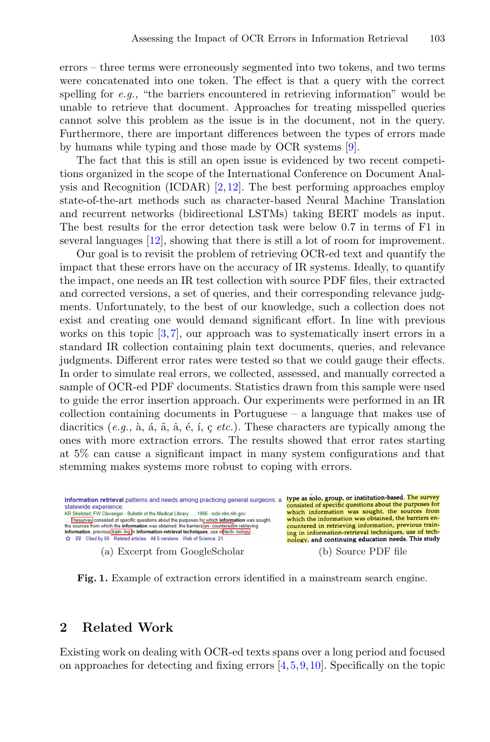errors – three terms were erroneously segmented into two tokens, and two terms were concatenated into one token. The effect is that a query with the correct spelling for *e.g.,* "the barriers encountered in retrieving information" would be unable to retrieve that document. Approaches for treating misspelled queries cannot solve this problem as the issue is in the document, not in the query. Furthermore, there are important differences between the types of errors made by humans while typing and those made by OCR systems [9].

The fact that this is still an open issue is evidenced by two recent competitions organized in the scope of the International Conference on Document Analysis and Recognition (ICDAR) [2,12]. The best performing approaches employ state-of-the-art methods such as character-based Neural Machine Translation and recurrent networks (bidirectional LSTMs) taking BERT models as input. The best results for the error detection task were below 0.7 in terms of F1 in several languages [12], showing that there is still a lot of room for improvement.

Our goal is to revisit the problem of retrieving OCR-ed text and quantify the impact that these errors have on the accuracy of IR systems. Ideally, to quantify the impact, one needs an IR test collection with source PDF files, their extracted and corrected versions, a set of queries, and their corresponding relevance judgments. Unfortunately, to the best of our knowledge, such a collection does not exist and creating one would demand significant effort. In line with previous works on this topic [3,7], our approach was to systematically insert errors in a standard IR collection containing plain text documents, queries, and relevance judgments. Different error rates were tested so that we could gauge their effects. In order to simulate real errors, we collected, assessed, and manually corrected a sample of OCR-ed PDF documents. Statistics drawn from this sample were used to guide the error insertion approach. Our experiments were performed in an IR collection containing documents in Portuguese – a language that makes use of diacritics (*e.g.,* à, á, ã, â, é, í, ç *etc.*). These characters are typically among the ones with more extraction errors. The results showed that error rates starting at 5% can cause a significant impact in many system configurations and that stemming makes systems more robust to coping with errors.

(a) Excerpt from GoogleScholar

(b) Source PDF file

**Fig. 1.** Example of extraction errors identified in a mainstream search engine.

## 2 Related Work

Existing work on dealing with OCR-ed texts spans over a long period and focused on approaches for detecting and fixing errors [4,5,9,10]. Specifically on the topic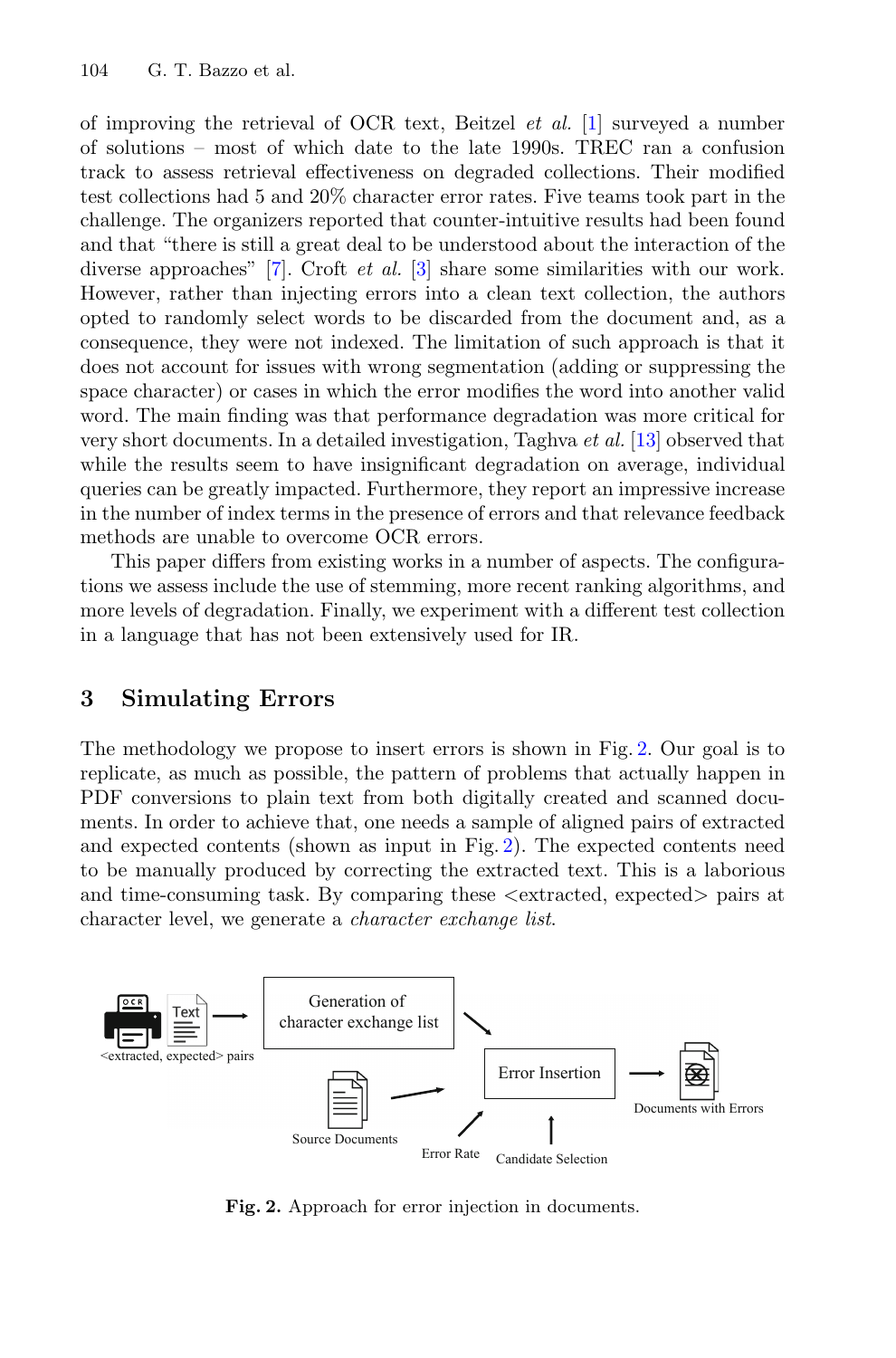of improving the retrieval of OCR text, Beitzel *et al.* [1] surveyed a number of solutions – most of which date to the late 1990s. TREC ran a confusion track to assess retrieval effectiveness on degraded collections. Their modified test collections had 5 and 20% character error rates. Five teams took part in the challenge. The organizers reported that counter-intuitive results had been found and that "there is still a great deal to be understood about the interaction of the diverse approaches" [7]. Croft *et al.* [3] share some similarities with our work. However, rather than injecting errors into a clean text collection, the authors opted to randomly select words to be discarded from the document and, as a consequence, they were not indexed. The limitation of such approach is that it does not account for issues with wrong segmentation (adding or suppressing the space character) or cases in which the error modifies the word into another valid word. The main finding was that performance degradation was more critical for very short documents. In a detailed investigation, Taghva *et al.* [13] observed that while the results seem to have insignificant degradation on average, individual queries can be greatly impacted. Furthermore, they report an impressive increase in the number of index terms in the presence of errors and that relevance feedback methods are unable to overcome OCR errors.

This paper differs from existing works in a number of aspects. The configurations we assess include the use of stemming, more recent ranking algorithms, and more levels of degradation. Finally, we experiment with a different test collection in a language that has not been extensively used for IR.

## 3 Simulating Errors

The methodology we propose to insert errors is shown in Fig. 2. Our goal is to replicate, as much as possible, the pattern of problems that actually happen in PDF conversions to plain text from both digitally created and scanned documents. In order to achieve that, one needs a sample of aligned pairs of extracted and expected contents (shown as input in Fig. 2). The expected contents need to be manually produced by correcting the extracted text. This is a laborious and time-consuming task. By comparing these <extracted, expected> pairs at character level, we generate a *character exchange list*.

<extracted, expected> pairs → Generation of character exchange list → Error Insertion → Documents with Errors

Source Documents → Error Insertion; Error Rate → Error Insertion; Candidate Selection → Error Insertion

**Fig. 2.** Approach for error injection in documents.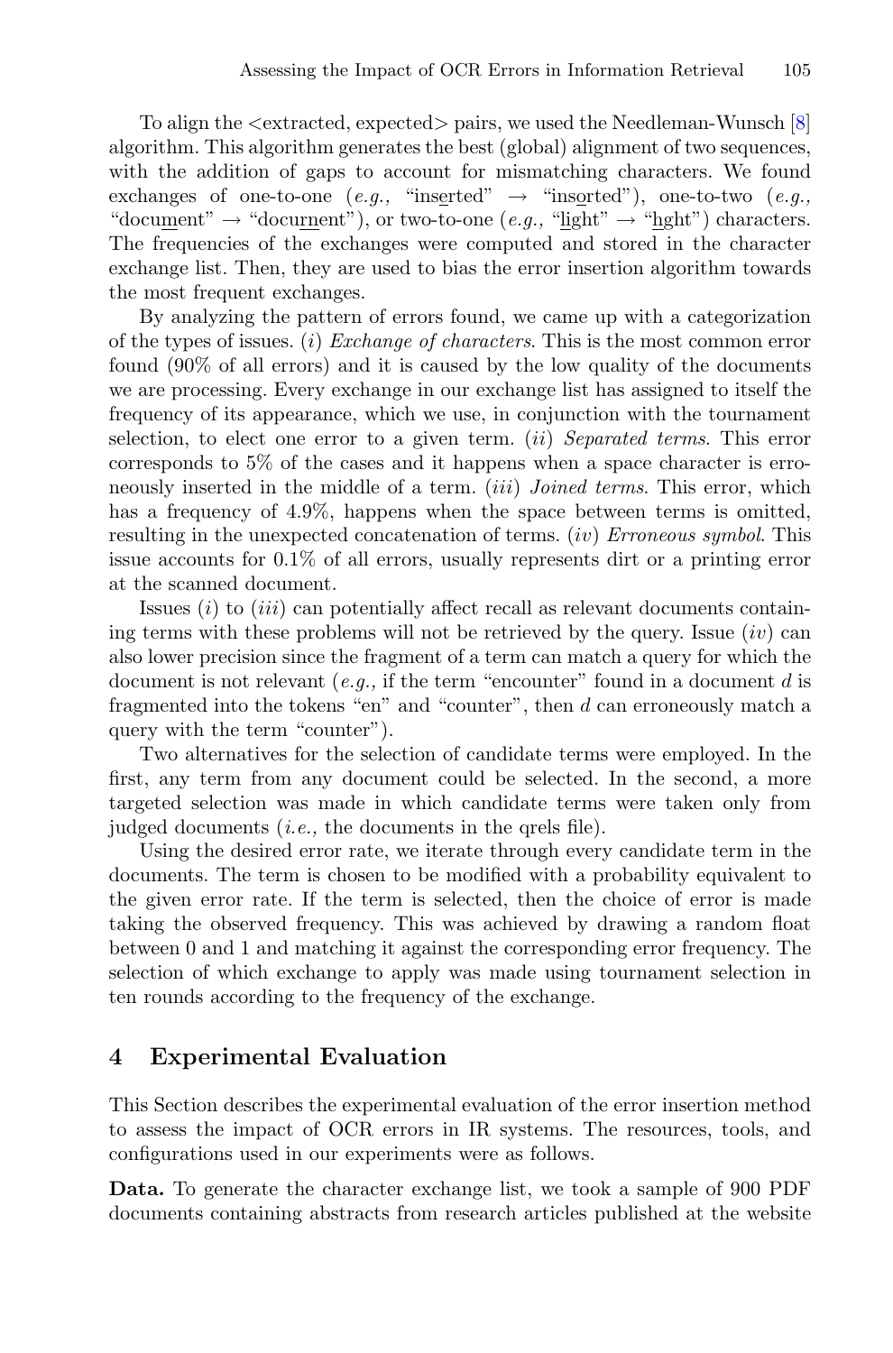To align the <extracted, expected> pairs, we used the Needleman-Wunsch [8] algorithm. This algorithm generates the best (global) alignment of two sequences, with the addition of gaps to account for mismatching characters. We found exchanges of one-to-one (*e.g.,* "ins<u>e</u>rted" → "ins<u>o</u>rted"), one-to-two (*e.g.,* "docu<u>m</u>ent" → "docu<u>rn</u>ent"), or two-to-one (*e.g.,* "<u>li</u>ght" → "<u>h</u>ght") characters. The frequencies of the exchanges were computed and stored in the character exchange list. Then, they are used to bias the error insertion algorithm towards the most frequent exchanges.

By analyzing the pattern of errors found, we came up with a categorization of the types of issues. (*i*) *Exchange of characters*. This is the most common error found (90% of all errors) and it is caused by the low quality of the documents we are processing. Every exchange in our exchange list has assigned to itself the frequency of its appearance, which we use, in conjunction with the tournament selection, to elect one error to a given term. (*ii*) *Separated terms*. This error corresponds to 5% of the cases and it happens when a space character is erroneously inserted in the middle of a term. (*iii*) *Joined terms*. This error, which has a frequency of 4.9%, happens when the space between terms is omitted, resulting in the unexpected concatenation of terms. (*iv*) *Erroneous symbol*. This issue accounts for 0.1% of all errors, usually represents dirt or a printing error at the scanned document.

Issues (*i*) to (*iii*) can potentially affect recall as relevant documents containing terms with these problems will not be retrieved by the query. Issue (*iv*) can also lower precision since the fragment of a term can match a query for which the document is not relevant (*e.g.,* if the term "encounter" found in a document $d$ is fragmented into the tokens "en" and "counter", then $d$ can erroneously match a query with the term "counter").

Two alternatives for the selection of candidate terms were employed. In the first, any term from any document could be selected. In the second, a more targeted selection was made in which candidate terms were taken only from judged documents (*i.e.,* the documents in the qrels file).

Using the desired error rate, we iterate through every candidate term in the documents. The term is chosen to be modified with a probability equivalent to the given error rate. If the term is selected, then the choice of error is made taking the observed frequency. This was achieved by drawing a random float between 0 and 1 and matching it against the corresponding error frequency. The selection of which exchange to apply was made using tournament selection in ten rounds according to the frequency of the exchange.

## 4 Experimental Evaluation

This Section describes the experimental evaluation of the error insertion method to assess the impact of OCR errors in IR systems. The resources, tools, and configurations used in our experiments were as follows.

**Data.** To generate the character exchange list, we took a sample of 900 PDF documents containing abstracts from research articles published at the website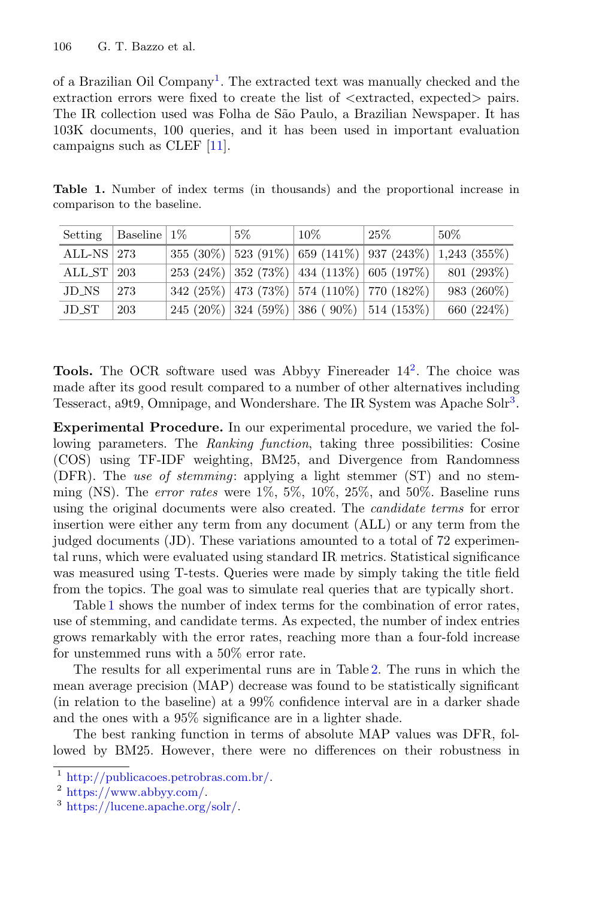of a Brazilian Oil Company[1]. The extracted text was manually checked and the extraction errors were fixed to create the list of <extracted, expected> pairs. The IR collection used was Folha de São Paulo, a Brazilian Newspaper. It has 103K documents, 100 queries, and it has been used in important evaluation campaigns such as CLEF [11].

**Table 1.** Number of index terms (in thousands) and the proportional increase in comparison to the baseline.

| Setting | Baseline | 1% | 5% | 10% | 25% | 50% |
|---|---|---|---|---|---|---|
| ALL-NS | 273 | 355 (30%) | 523 (91%) | 659 (141%) | 937 (243%) | 1,243 (355%) |
| ALL_ST | 203 | 253 (24%) | 352 (73%) | 434 (113%) | 605 (197%) | 801 (293%) |
| JD_NS | 273 | 342 (25%) | 473 (73%) | 574 (110%) | 770 (182%) | 983 (260%) |
| JD_ST | 203 | 245 (20%) | 324 (59%) | 386 ( 90%) | 514 (153%) | 660 (224%) |

**Tools.** The OCR software used was Abbyy Finereader 14[2]. The choice was made after its good result compared to a number of other alternatives including Tesseract, a9t9, Omnipage, and Wondershare. The IR System was Apache Solr[3].

**Experimental Procedure.** In our experimental procedure, we varied the following parameters. The *Ranking function*, taking three possibilities: Cosine (COS) using TF-IDF weighting, BM25, and Divergence from Randomness (DFR). The *use of stemming*: applying a light stemmer (ST) and no stemming (NS). The *error rates* were 1%, 5%, 10%, 25%, and 50%. Baseline runs using the original documents were also created. The *candidate terms* for error insertion were either any term from any document (ALL) or any term from the judged documents (JD). These variations amounted to a total of 72 experimental runs, which were evaluated using standard IR metrics. Statistical significance was measured using T-tests. Queries were made by simply taking the title field from the topics. The goal was to simulate real queries that are typically short.

Table 1 shows the number of index terms for the combination of error rates, use of stemming, and candidate terms. As expected, the number of index entries grows remarkably with the error rates, reaching more than a four-fold increase for unstemmed runs with a 50% error rate.

The results for all experimental runs are in Table 2. The runs in which the mean average precision (MAP) decrease was found to be statistically significant (in relation to the baseline) at a 99% confidence interval are in a darker shade and the ones with a 95% significance are in a lighter shade.

The best ranking function in terms of absolute MAP values was DFR, followed by BM25. However, there were no differences on their robustness in

[1] http://publicacoes.petrobras.com.br/.

[2] https://www.abbyy.com/.

[3] https://lucene.apache.org/solr/.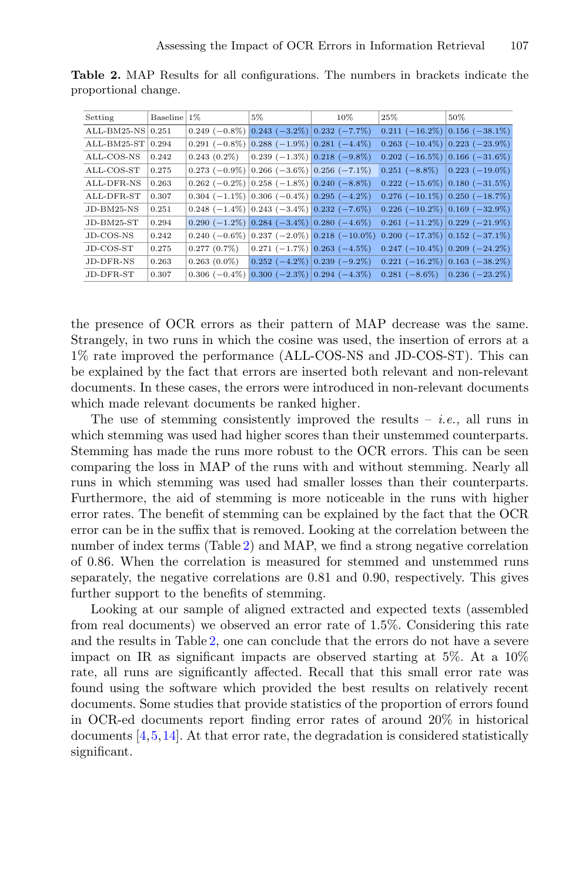**Table 2.** MAP Results for all configurations. The numbers in brackets indicate the proportional change.

| Setting | Baseline | 1% | 5% | 10% | 25% | 50% |
|---|---|---|---|---|---|---|
| ALL-BM25-NS | 0.251 | 0.249 (−0.8%) | 0.243 (−3.2%) | 0.232 (−7.7%) | 0.211 (−16.2%) | 0.156 (−38.1%) |
| ALL-BM25-ST | 0.294 | 0.291 (−0.8%) | 0.288 (−1.9%) | 0.281 (−4.4%) | 0.263 (−10.4%) | 0.223 (−23.9%) |
| ALL-COS-NS | 0.242 | 0.243 (0.2%) | 0.239 (−1.3%) | 0.218 (−9.8%) | 0.202 (−16.5%) | 0.166 (−31.6%) |
| ALL-COS-ST | 0.275 | 0.273 (−0.9%) | 0.266 (−3.6%) | 0.256 (−7.1%) | 0.251 (−8.8%) | 0.223 (−19.0%) |
| ALL-DFR-NS | 0.263 | 0.262 (−0.2%) | 0.258 (−1.8%) | 0.240 (−8.8%) | 0.222 (−15.6%) | 0.180 (−31.5%) |
| ALL-DFR-ST | 0.307 | 0.304 (−1.1%) | 0.306 (−0.4%) | 0.295 (−4.2%) | 0.276 (−10.1%) | 0.250 (−18.7%) |
| JD-BM25-NS | 0.251 | 0.248 (−1.4%) | 0.243 (−3.4%) | 0.232 (−7.6%) | 0.226 (−10.2%) | 0.169 (−32.9%) |
| JD-BM25-ST | 0.294 | 0.290 (−1.2%) | 0.284 (−3.4%) | 0.280 (−4.6%) | 0.261 (−11.2%) | 0.229 (−21.9%) |
| JD-COS-NS | 0.242 | 0.240 (−0.6%) | 0.237 (−2.0%) | 0.218 (−10.0%) | 0.200 (−17.3%) | 0.152 (−37.1%) |
| JD-COS-ST | 0.275 | 0.277 (0.7%) | 0.271 (−1.7%) | 0.263 (−4.5%) | 0.247 (−10.4%) | 0.209 (−24.2%) |
| JD-DFR-NS | 0.263 | 0.263 (0.0%) | 0.252 (−4.2%) | 0.239 (−9.2%) | 0.221 (−16.2%) | 0.163 (−38.2%) |
| JD-DFR-ST | 0.307 | 0.306 (−0.4%) | 0.300 (−2.3%) | 0.294 (−4.3%) | 0.281 (−8.6%) | 0.236 (−23.2%) |

the presence of OCR errors as their pattern of MAP decrease was the same. Strangely, in two runs in which the cosine was used, the insertion of errors at a 1% rate improved the performance (ALL-COS-NS and JD-COS-ST). This can be explained by the fact that errors are inserted both relevant and non-relevant documents. In these cases, the errors were introduced in non-relevant documents which made relevant documents be ranked higher.

The use of stemming consistently improved the results – *i.e.,* all runs in which stemming was used had higher scores than their unstemmed counterparts. Stemming has made the runs more robust to the OCR errors. This can be seen comparing the loss in MAP of the runs with and without stemming. Nearly all runs in which stemming was used had smaller losses than their counterparts. Furthermore, the aid of stemming is more noticeable in the runs with higher error rates. The benefit of stemming can be explained by the fact that the OCR error can be in the suffix that is removed. Looking at the correlation between the number of index terms (Table 2) and MAP, we find a strong negative correlation of 0.86. When the correlation is measured for stemmed and unstemmed runs separately, the negative correlations are 0.81 and 0.90, respectively. This gives further support to the benefits of stemming.

Looking at our sample of aligned extracted and expected texts (assembled from real documents) we observed an error rate of 1.5%. Considering this rate and the results in Table 2, one can conclude that the errors do not have a severe impact on IR as significant impacts are observed starting at 5%. At a 10% rate, all runs are significantly affected. Recall that this small error rate was found using the software which provided the best results on relatively recent documents. Some studies that provide statistics of the proportion of errors found in OCR-ed documents report finding error rates of around 20% in historical documents [4,5,14]. At that error rate, the degradation is considered statistically significant.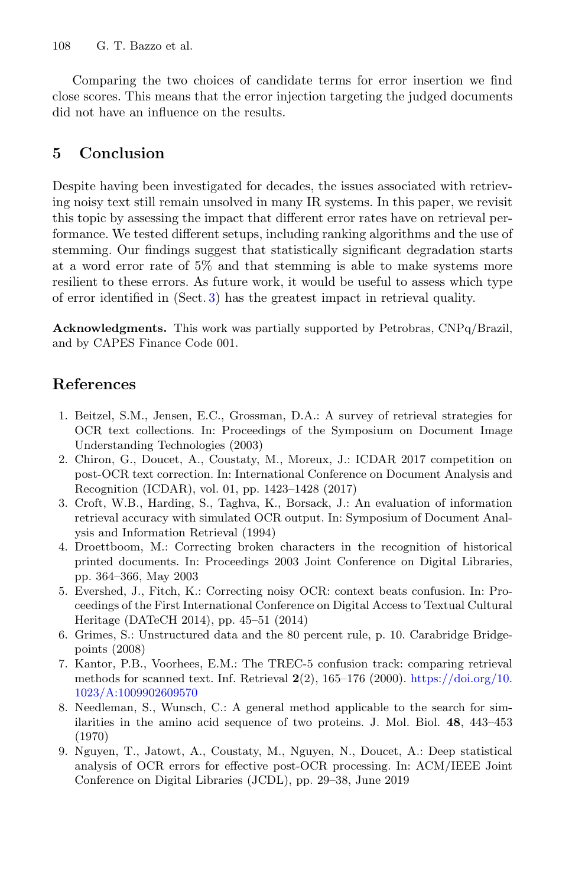Comparing the two choices of candidate terms for error insertion we find close scores. This means that the error injection targeting the judged documents did not have an influence on the results.

## 5 Conclusion

Despite having been investigated for decades, the issues associated with retrieving noisy text still remain unsolved in many IR systems. In this paper, we revisit this topic by assessing the impact that different error rates have on retrieval performance. We tested different setups, including ranking algorithms and the use of stemming. Our findings suggest that statistically significant degradation starts at a word error rate of 5% and that stemming is able to make systems more resilient to these errors. As future work, it would be useful to assess which type of error identified in (Sect. 3) has the greatest impact in retrieval quality.

**Acknowledgments.** This work was partially supported by Petrobras, CNPq/Brazil, and by CAPES Finance Code 001.

## References

1. Beitzel, S.M., Jensen, E.C., Grossman, D.A.: A survey of retrieval strategies for OCR text collections. In: Proceedings of the Symposium on Document Image Understanding Technologies (2003)
2. Chiron, G., Doucet, A., Coustaty, M., Moreux, J.: ICDAR 2017 competition on post-OCR text correction. In: International Conference on Document Analysis and Recognition (ICDAR), vol. 01, pp. 1423–1428 (2017)
3. Croft, W.B., Harding, S., Taghva, K., Borsack, J.: An evaluation of information retrieval accuracy with simulated OCR output. In: Symposium of Document Analysis and Information Retrieval (1994)
4. Droettboom, M.: Correcting broken characters in the recognition of historical printed documents. In: Proceedings 2003 Joint Conference on Digital Libraries, pp. 364–366, May 2003
5. Evershed, J., Fitch, K.: Correcting noisy OCR: context beats confusion. In: Proceedings of the First International Conference on Digital Access to Textual Cultural Heritage (DATeCH 2014), pp. 45–51 (2014)
6. Grimes, S.: Unstructured data and the 80 percent rule, p. 10. Carabridge Bridgepoints (2008)
7. Kantor, P.B., Voorhees, E.M.: The TREC-5 confusion track: comparing retrieval methods for scanned text. Inf. Retrieval **2**(2), 165–176 (2000). https://doi.org/10.1023/A:1009902609570
8. Needleman, S., Wunsch, C.: A general method applicable to the search for similarities in the amino acid sequence of two proteins. J. Mol. Biol. **48**, 443–453 (1970)
9. Nguyen, T., Jatowt, A., Coustaty, M., Nguyen, N., Doucet, A.: Deep statistical analysis of OCR errors for effective post-OCR processing. In: ACM/IEEE Joint Conference on Digital Libraries (JCDL), pp. 29–38, June 2019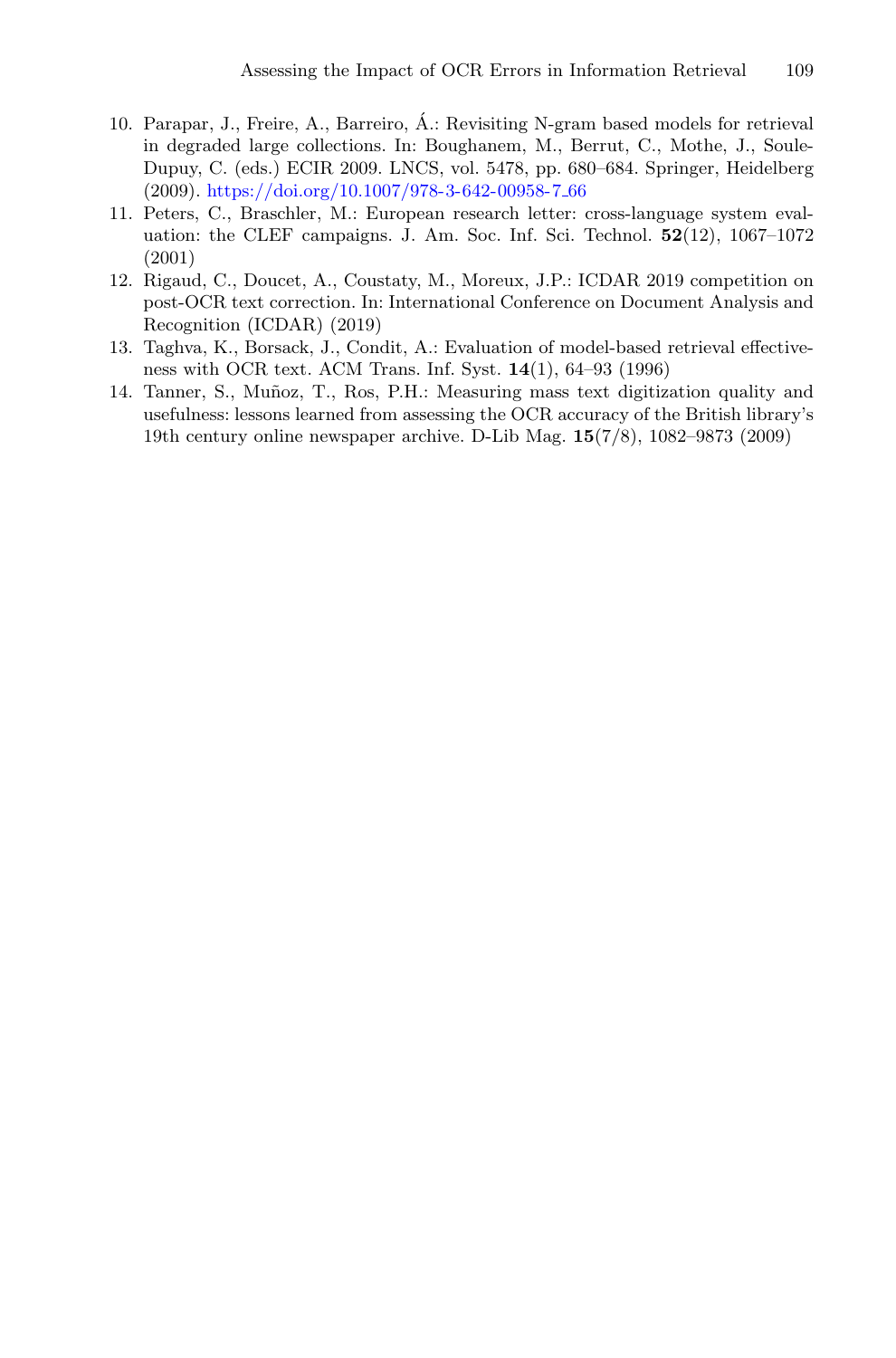10. Parapar, J., Freire, A., Barreiro, Á.: Revisiting N-gram based models for retrieval in degraded large collections. In: Boughanem, M., Berrut, C., Mothe, J., Soule-Dupuy, C. (eds.) ECIR 2009. LNCS, vol. 5478, pp. 680–684. Springer, Heidelberg (2009). https://doi.org/10.1007/978-3-642-00958-7_66
11. Peters, C., Braschler, M.: European research letter: cross-language system evaluation: the CLEF campaigns. J. Am. Soc. Inf. Sci. Technol. **52**(12), 1067–1072 (2001)
12. Rigaud, C., Doucet, A., Coustaty, M., Moreux, J.P.: ICDAR 2019 competition on post-OCR text correction. In: International Conference on Document Analysis and Recognition (ICDAR) (2019)
13. Taghva, K., Borsack, J., Condit, A.: Evaluation of model-based retrieval effectiveness with OCR text. ACM Trans. Inf. Syst. **14**(1), 64–93 (1996)
14. Tanner, S., Muñoz, T., Ros, P.H.: Measuring mass text digitization quality and usefulness: lessons learned from assessing the OCR accuracy of the British library's 19th century online newspaper archive. D-Lib Mag. **15**(7/8), 1082–9873 (2009)